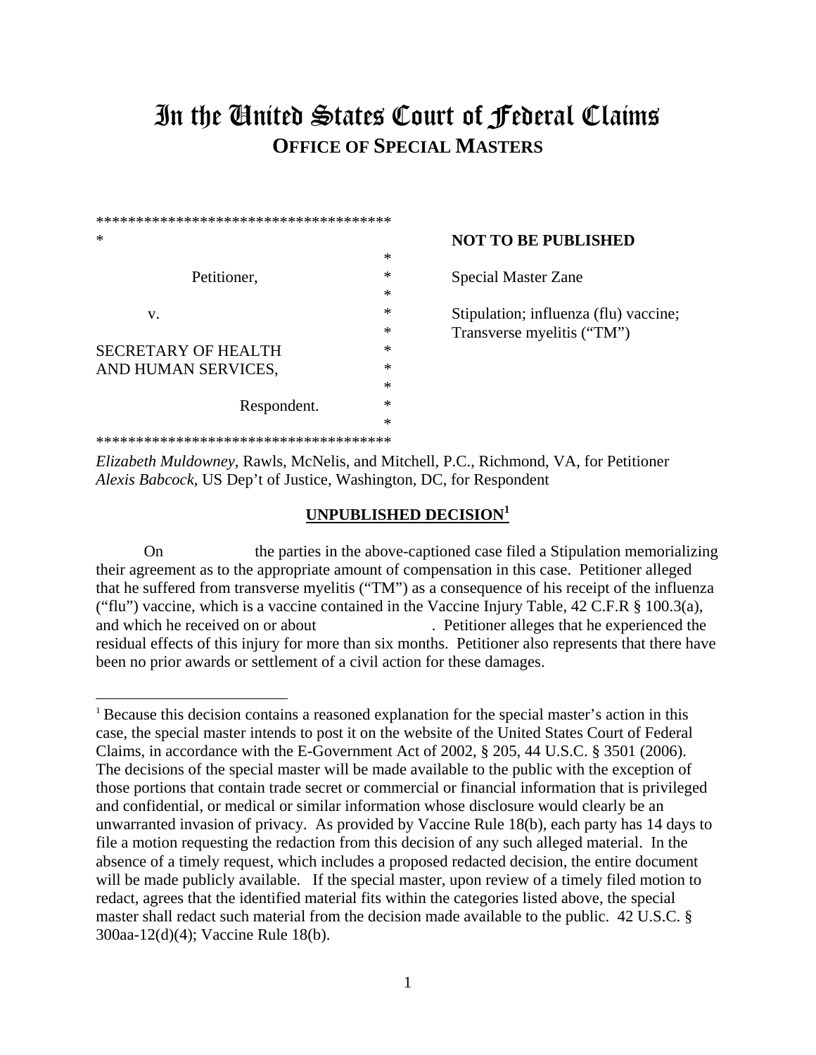# In the United States Court of Federal Claims
## OFFICE OF SPECIAL MASTERS

*************************************
*  
*  
Petitioner, *  
*  
v. *  
*  
SECRETARY OF HEALTH *  
AND HUMAN SERVICES, *  
*  
Respondent. *  
*  
*************************************

**NOT TO BE PUBLISHED**

Special Master Zane

Stipulation; influenza (flu) vaccine; Transverse myelitis ("TM")

*Elizabeth Muldowney*, Rawls, McNelis, and Mitchell, P.C., Richmond, VA, for Petitioner  
*Alexis Babcock*, US Dep't of Justice, Washington, DC, for Respondent

**UNPUBLISHED DECISION[1]**

On the parties in the above-captioned case filed a Stipulation memorializing their agreement as to the appropriate amount of compensation in this case. Petitioner alleged that he suffered from transverse myelitis ("TM") as a consequence of his receipt of the influenza ("flu") vaccine, which is a vaccine contained in the Vaccine Injury Table, 42 C.F.R § 100.3(a), and which he received on or about . Petitioner alleges that he experienced the residual effects of this injury for more than six months. Petitioner also represents that there have been no prior awards or settlement of a civil action for these damages.

[1] Because this decision contains a reasoned explanation for the special master's action in this case, the special master intends to post it on the website of the United States Court of Federal Claims, in accordance with the E-Government Act of 2002, § 205, 44 U.S.C. § 3501 (2006). The decisions of the special master will be made available to the public with the exception of those portions that contain trade secret or commercial or financial information that is privileged and confidential, or medical or similar information whose disclosure would clearly be an unwarranted invasion of privacy. As provided by Vaccine Rule 18(b), each party has 14 days to file a motion requesting the redaction from this decision of any such alleged material. In the absence of a timely request, which includes a proposed redacted decision, the entire document will be made publicly available. If the special master, upon review of a timely filed motion to redact, agrees that the identified material fits within the categories listed above, the special master shall redact such material from the decision made available to the public. 42 U.S.C. § 300aa-12(d)(4); Vaccine Rule 18(b).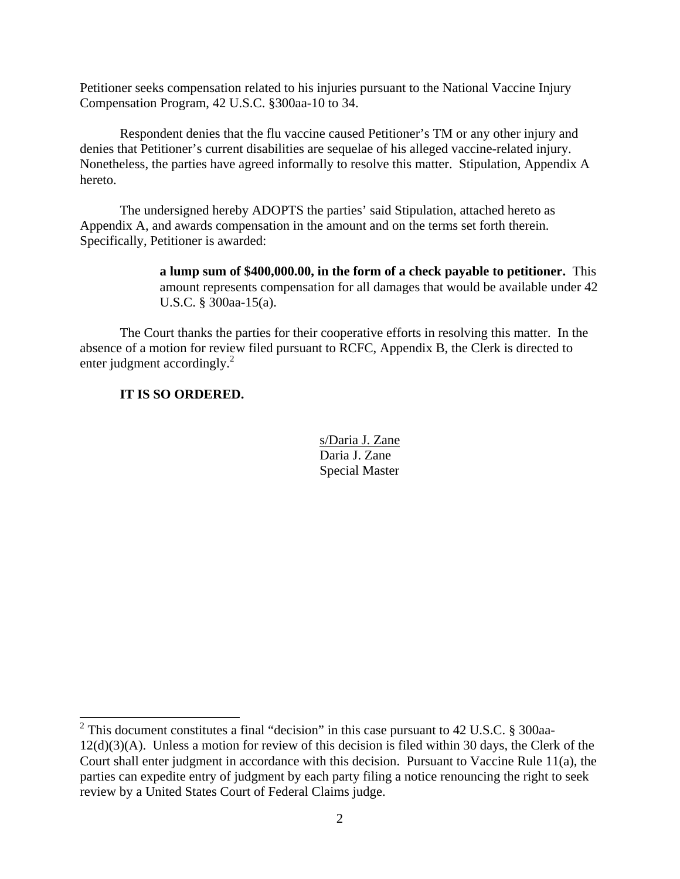Petitioner seeks compensation related to his injuries pursuant to the National Vaccine Injury Compensation Program, 42 U.S.C. §300aa-10 to 34.

Respondent denies that the flu vaccine caused Petitioner's TM or any other injury and denies that Petitioner's current disabilities are sequelae of his alleged vaccine-related injury. Nonetheless, the parties have agreed informally to resolve this matter. Stipulation, Appendix A hereto.

The undersigned hereby ADOPTS the parties' said Stipulation, attached hereto as Appendix A, and awards compensation in the amount and on the terms set forth therein. Specifically, Petitioner is awarded:

> **a lump sum of $400,000.00, in the form of a check payable to petitioner.** This amount represents compensation for all damages that would be available under 42 U.S.C. § 300aa-15(a).

The Court thanks the parties for their cooperative efforts in resolving this matter. In the absence of a motion for review filed pursuant to RCFC, Appendix B, the Clerk is directed to enter judgment accordingly.[2]

**IT IS SO ORDERED.**

s/Daria J. Zane
Daria J. Zane
Special Master

---

[2] This document constitutes a final "decision" in this case pursuant to 42 U.S.C. § 300aa-12(d)(3)(A). Unless a motion for review of this decision is filed within 30 days, the Clerk of the Court shall enter judgment in accordance with this decision. Pursuant to Vaccine Rule 11(a), the parties can expedite entry of judgment by each party filing a notice renouncing the right to seek review by a United States Court of Federal Claims judge.